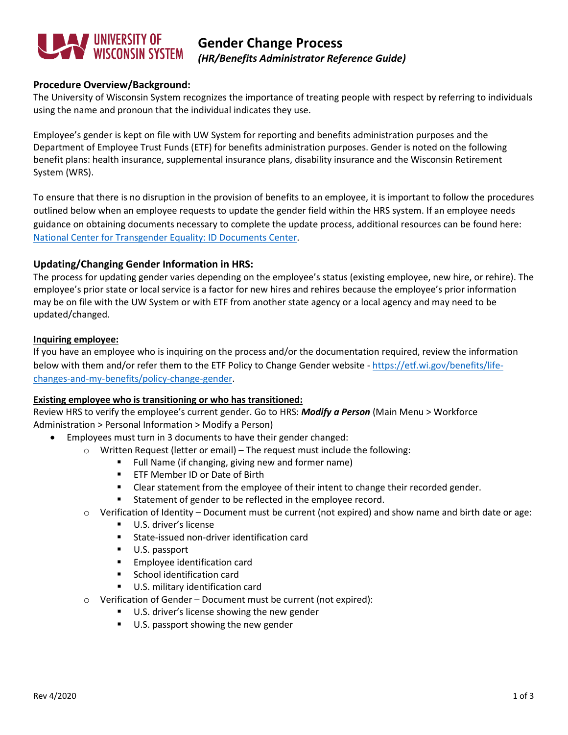# Gender Change Process

*(HR/Benefits Administrator Reference Guide)*

UNIVERSITY OF WISCONSIN SYSTEM

## Procedure Overview/Background:

The University of Wisconsin System recognizes the importance of treating people with respect by referring to individuals using the name and pronoun that the individual indicates they use.

Employee's gender is kept on file with UW System for reporting and benefits administration purposes and the Department of Employee Trust Funds (ETF) for benefits administration purposes. Gender is noted on the following benefit plans: health insurance, supplemental insurance plans, disability insurance and the Wisconsin Retirement System (WRS).

To ensure that there is no disruption in the provision of benefits to an employee, it is important to follow the procedures outlined below when an employee requests to update the gender field within the HRS system. If an employee needs guidance on obtaining documents necessary to complete the update process, additional resources can be found here: [National Center for Transgender Equality: ID Documents Center](#).

## Updating/Changing Gender Information in HRS:

The process for updating gender varies depending on the employee's status (existing employee, new hire, or rehire). The employee's prior state or local service is a factor for new hires and rehires because the employee's prior information may be on file with the UW System or with ETF from another state agency or a local agency and may need to be updated/changed.

**Inquiring employee:**

If you have an employee who is inquiring on the process and/or the documentation required, review the information below with them and/or refer them to the ETF Policy to Change Gender website - https://etf.wi.gov/benefits/life-changes-and-my-benefits/policy-change-gender.

**Existing employee who is transitioning or who has transitioned:**

Review HRS to verify the employee's current gender. Go to HRS: ***Modify a Person*** (Main Menu > Workforce Administration > Personal Information > Modify a Person)

- Employees must turn in 3 documents to have their gender changed:
  - Written Request (letter or email) – The request must include the following:
    - Full Name (if changing, giving new and former name)
    - ETF Member ID or Date of Birth
    - Clear statement from the employee of their intent to change their recorded gender.
    - Statement of gender to be reflected in the employee record.
  - Verification of Identity – Document must be current (not expired) and show name and birth date or age:
    - U.S. driver's license
    - State-issued non-driver identification card
    - U.S. passport
    - Employee identification card
    - School identification card
    - U.S. military identification card
  - Verification of Gender – Document must be current (not expired):
    - U.S. driver's license showing the new gender
    - U.S. passport showing the new gender

Rev 4/2020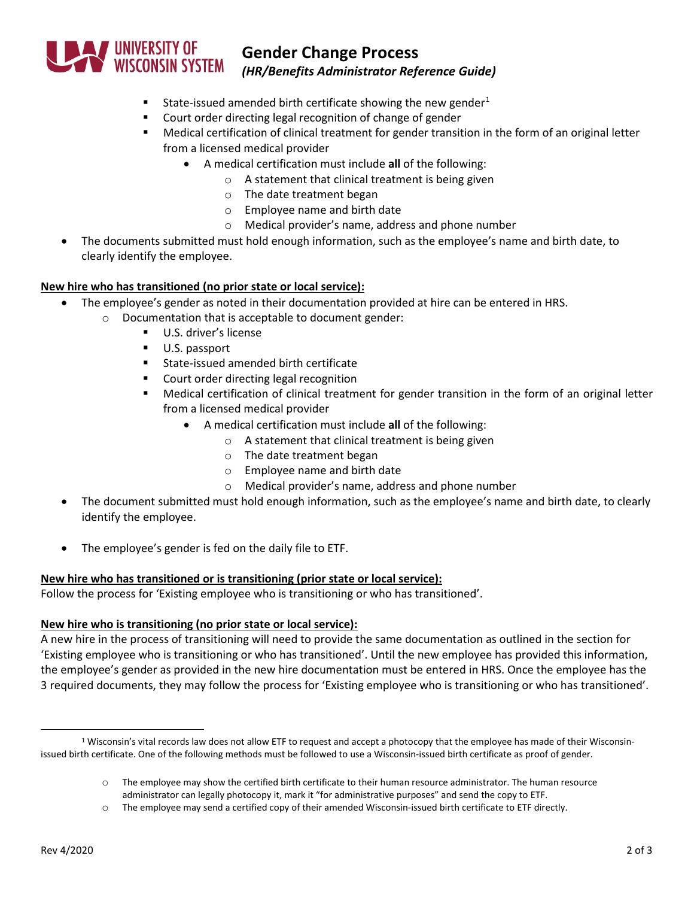- State-issued amended birth certificate showing the new gender[1]
        - Court order directing legal recognition of change of gender
        - Medical certification of clinical treatment for gender transition in the form of an original letter from a licensed medical provider
            - A medical certification must include **all** of the following:
                - A statement that clinical treatment is being given
                - The date treatment began
                - Employee name and birth date
                - Medical provider's name, address and phone number
- The documents submitted must hold enough information, such as the employee's name and birth date, to clearly identify the employee.

**New hire who has transitioned (no prior state or local service):**

- The employee's gender as noted in their documentation provided at hire can be entered in HRS.
    - Documentation that is acceptable to document gender:
        - U.S. driver's license
        - U.S. passport
        - State-issued amended birth certificate
        - Court order directing legal recognition
        - Medical certification of clinical treatment for gender transition in the form of an original letter from a licensed medical provider
            - A medical certification must include **all** of the following:
                - A statement that clinical treatment is being given
                - The date treatment began
                - Employee name and birth date
                - Medical provider's name, address and phone number
- The document submitted must hold enough information, such as the employee's name and birth date, to clearly identify the employee.
- The employee's gender is fed on the daily file to ETF.

**New hire who has transitioned or is transitioning (prior state or local service):**

Follow the process for 'Existing employee who is transitioning or who has transitioned'.

**New hire who is transitioning (no prior state or local service):**

A new hire in the process of transitioning will need to provide the same documentation as outlined in the section for 'Existing employee who is transitioning or who has transitioned'. Until the new employee has provided this information, the employee's gender as provided in the new hire documentation must be entered in HRS. Once the employee has the 3 required documents, they may follow the process for 'Existing employee who is transitioning or who has transitioned'.

---

[1] Wisconsin's vital records law does not allow ETF to request and accept a photocopy that the employee has made of their Wisconsin-issued birth certificate. One of the following methods must be followed to use a Wisconsin-issued birth certificate as proof of gender.

- The employee may show the certified birth certificate to their human resource administrator. The human resource administrator can legally photocopy it, mark it "for administrative purposes" and send the copy to ETF.
- The employee may send a certified copy of their amended Wisconsin-issued birth certificate to ETF directly.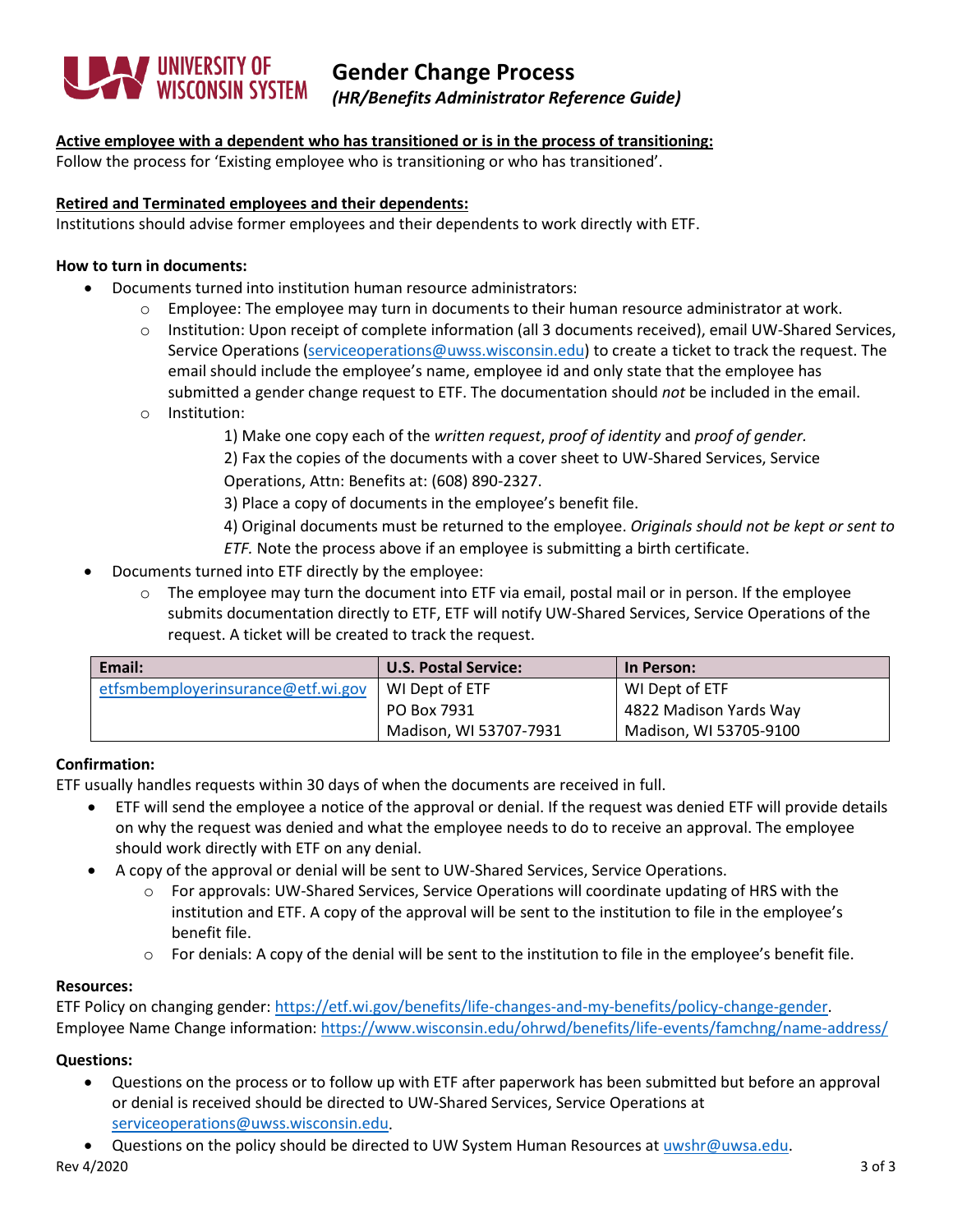**Gender Change Process**
***(HR/Benefits Administrator Reference Guide)***

**Active employee with a dependent who has transitioned or is in the process of transitioning:**
Follow the process for 'Existing employee who is transitioning or who has transitioned'.

**Retired and Terminated employees and their dependents:**
Institutions should advise former employees and their dependents to work directly with ETF.

**How to turn in documents:**

- Documents turned into institution human resource administrators:
  - Employee: The employee may turn in documents to their human resource administrator at work.
  - Institution: Upon receipt of complete information (all 3 documents received), email UW-Shared Services, Service Operations (serviceoperations@uwss.wisconsin.edu) to create a ticket to track the request. The email should include the employee's name, employee id and only state that the employee has submitted a gender change request to ETF. The documentation should *not* be included in the email.
  - Institution:
    1) Make one copy each of the *written request*, *proof of identity* and *proof of gender.*
    2) Fax the copies of the documents with a cover sheet to UW-Shared Services, Service Operations, Attn: Benefits at: (608) 890-2327.
    3) Place a copy of documents in the employee's benefit file.
    4) Original documents must be returned to the employee. *Originals should not be kept or sent to ETF.* Note the process above if an employee is submitting a birth certificate.
- Documents turned into ETF directly by the employee:
  - The employee may turn the document into ETF via email, postal mail or in person. If the employee submits documentation directly to ETF, ETF will notify UW-Shared Services, Service Operations of the request. A ticket will be created to track the request.

| Email: | U.S. Postal Service: | In Person: |
|---|---|---|
| etfsmbemployerinsurance@etf.wi.gov | WI Dept of ETF<br>PO Box 7931<br>Madison, WI 53707-7931 | WI Dept of ETF<br>4822 Madison Yards Way<br>Madison, WI 53705-9100 |

**Confirmation:**
ETF usually handles requests within 30 days of when the documents are received in full.

- ETF will send the employee a notice of the approval or denial. If the request was denied ETF will provide details on why the request was denied and what the employee needs to do to receive an approval. The employee should work directly with ETF on any denial.
- A copy of the approval or denial will be sent to UW-Shared Services, Service Operations.
  - For approvals: UW-Shared Services, Service Operations will coordinate updating of HRS with the institution and ETF. A copy of the approval will be sent to the institution to file in the employee's benefit file.
  - For denials: A copy of the denial will be sent to the institution to file in the employee's benefit file.

**Resources:**
ETF Policy on changing gender: https://etf.wi.gov/benefits/life-changes-and-my-benefits/policy-change-gender.
Employee Name Change information: https://www.wisconsin.edu/ohrwd/benefits/life-events/famchng/name-address/

**Questions:**

- Questions on the process or to follow up with ETF after paperwork has been submitted but before an approval or denial is received should be directed to UW-Shared Services, Service Operations at serviceoperations@uwss.wisconsin.edu.
- Questions on the policy should be directed to UW System Human Resources at uwshr@uwsa.edu.

Rev 4/2020